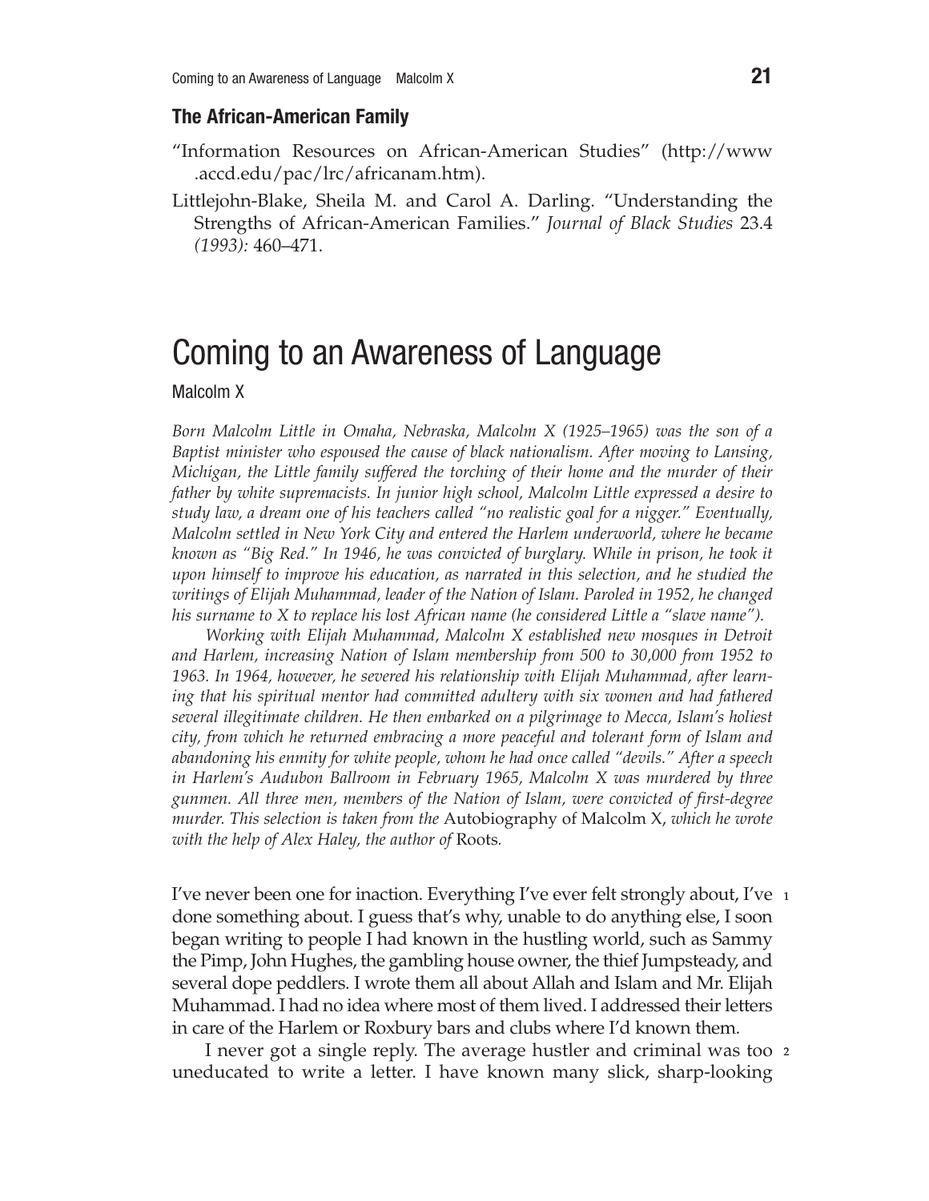### The African-American Family

"Information Resources on African-American Studies" (http://www.accd.edu/pac/lrc/africanam.htm).

Littlejohn-Blake, Sheila M. and Carol A. Darling. "Understanding the Strengths of African-American Families." *Journal of Black Studies* 23.4 *(1993):* 460–471.

# Coming to an Awareness of Language

Malcolm X

*Born Malcolm Little in Omaha, Nebraska, Malcolm X (1925–1965) was the son of a Baptist minister who espoused the cause of black nationalism. After moving to Lansing, Michigan, the Little family suffered the torching of their home and the murder of their father by white supremacists. In junior high school, Malcolm Little expressed a desire to study law, a dream one of his teachers called "no realistic goal for a nigger." Eventually, Malcolm settled in New York City and entered the Harlem underworld, where he became known as "Big Red." In 1946, he was convicted of burglary. While in prison, he took it upon himself to improve his education, as narrated in this selection, and he studied the writings of Elijah Muhammad, leader of the Nation of Islam. Paroled in 1952, he changed his surname to X to replace his lost African name (he considered Little a "slave name").*

*Working with Elijah Muhammad, Malcolm X established new mosques in Detroit and Harlem, increasing Nation of Islam membership from 500 to 30,000 from 1952 to 1963. In 1964, however, he severed his relationship with Elijah Muhammad, after learning that his spiritual mentor had committed adultery with six women and had fathered several illegitimate children. He then embarked on a pilgrimage to Mecca, Islam's holiest city, from which he returned embracing a more peaceful and tolerant form of Islam and abandoning his enmity for white people, whom he had once called "devils." After a speech in Harlem's Audubon Ballroom in February 1965, Malcolm X was murdered by three gunmen. All three men, members of the Nation of Islam, were convicted of first-degree murder. This selection is taken from the* Autobiography of Malcolm X, *which he wrote with the help of Alex Haley, the author of* Roots.

I've never been one for inaction. Everything I've ever felt strongly about, I've done something about. I guess that's why, unable to do anything else, I soon began writing to people I had known in the hustling world, such as Sammy the Pimp, John Hughes, the gambling house owner, the thief Jumpsteady, and several dope peddlers. I wrote them all about Allah and Islam and Mr. Elijah Muhammad. I had no idea where most of them lived. I addressed their letters in care of the Harlem or Roxbury bars and clubs where I'd known them. 1

I never got a single reply. The average hustler and criminal was too uneducated to write a letter. I have known many slick, sharp-looking 2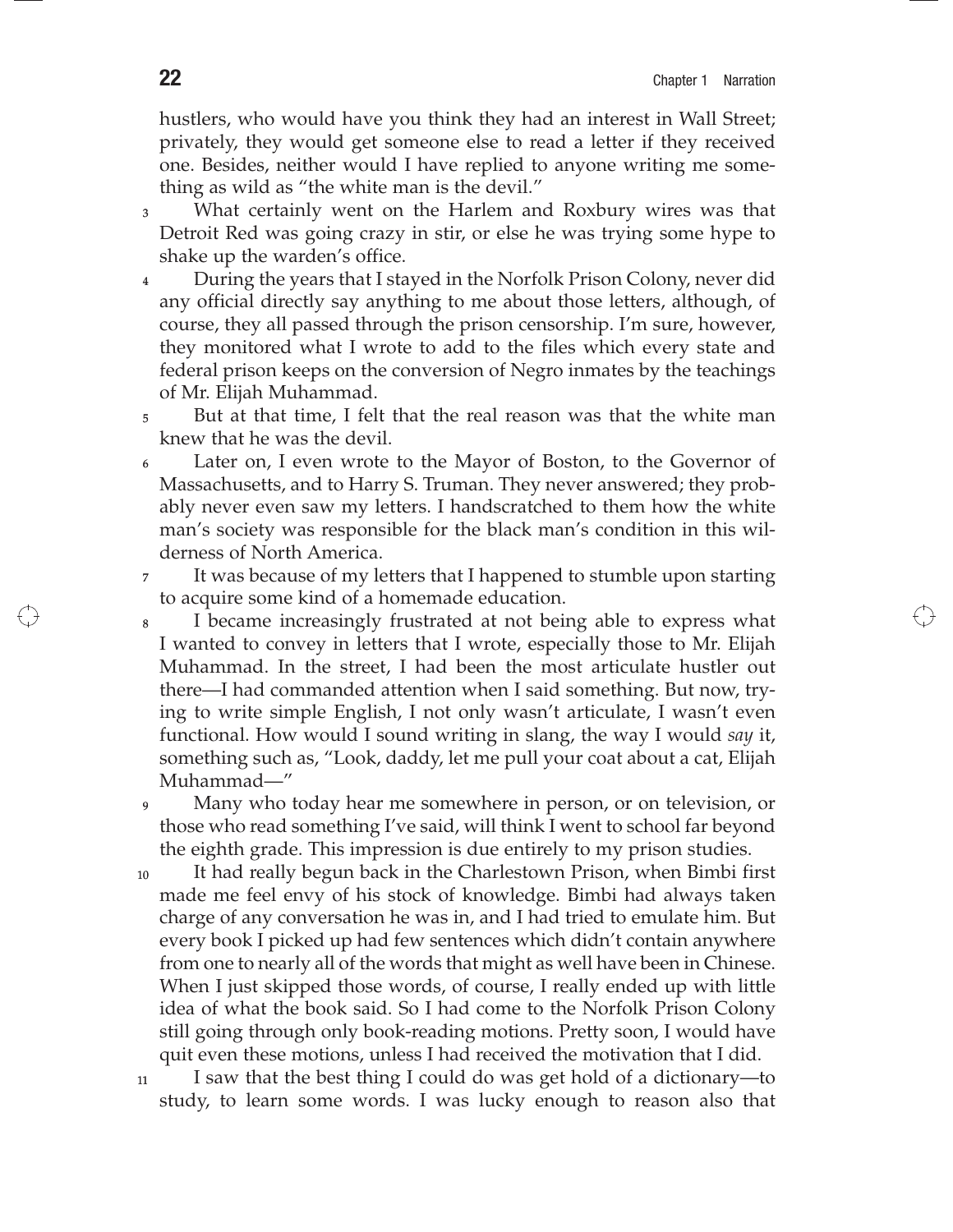hustlers, who would have you think they had an interest in Wall Street; privately, they would get someone else to read a letter if they received one. Besides, neither would I have replied to anyone writing me something as wild as "the white man is the devil."

3 What certainly went on the Harlem and Roxbury wires was that Detroit Red was going crazy in stir, or else he was trying some hype to shake up the warden's office.

4 During the years that I stayed in the Norfolk Prison Colony, never did any official directly say anything to me about those letters, although, of course, they all passed through the prison censorship. I'm sure, however, they monitored what I wrote to add to the files which every state and federal prison keeps on the conversion of Negro inmates by the teachings of Mr. Elijah Muhammad.

5 But at that time, I felt that the real reason was that the white man knew that he was the devil.

6 Later on, I even wrote to the Mayor of Boston, to the Governor of Massachusetts, and to Harry S. Truman. They never answered; they probably never even saw my letters. I handscratched to them how the white man's society was responsible for the black man's condition in this wilderness of North America.

7 It was because of my letters that I happened to stumble upon starting to acquire some kind of a homemade education.

8 I became increasingly frustrated at not being able to express what I wanted to convey in letters that I wrote, especially those to Mr. Elijah Muhammad. In the street, I had been the most articulate hustler out there—I had commanded attention when I said something. But now, trying to write simple English, I not only wasn't articulate, I wasn't even functional. How would I sound writing in slang, the way I would *say* it, something such as, "Look, daddy, let me pull your coat about a cat, Elijah Muhammad—"

9 Many who today hear me somewhere in person, or on television, or those who read something I've said, will think I went to school far beyond the eighth grade. This impression is due entirely to my prison studies.

10 It had really begun back in the Charlestown Prison, when Bimbi first made me feel envy of his stock of knowledge. Bimbi had always taken charge of any conversation he was in, and I had tried to emulate him. But every book I picked up had few sentences which didn't contain anywhere from one to nearly all of the words that might as well have been in Chinese. When I just skipped those words, of course, I really ended up with little idea of what the book said. So I had come to the Norfolk Prison Colony still going through only book-reading motions. Pretty soon, I would have quit even these motions, unless I had received the motivation that I did.

11 I saw that the best thing I could do was get hold of a dictionary—to study, to learn some words. I was lucky enough to reason also that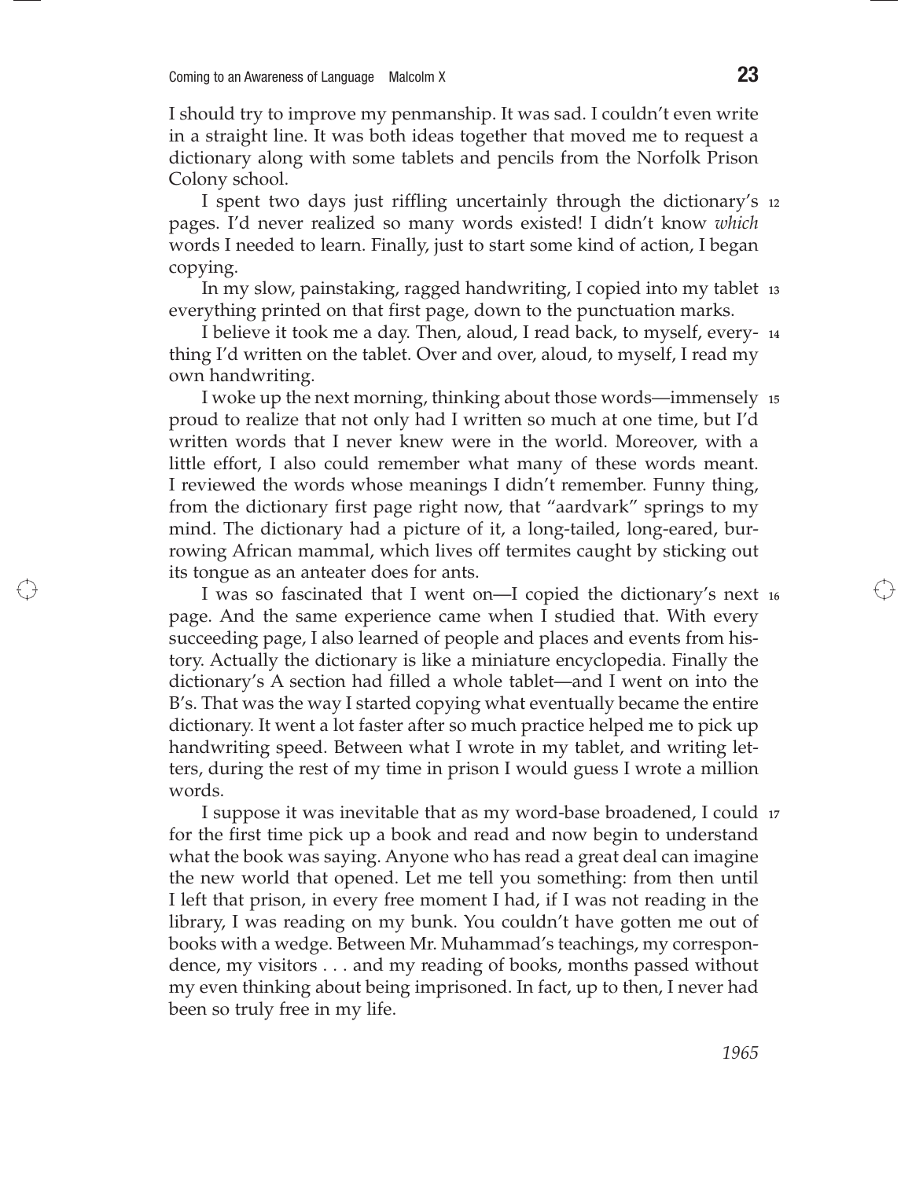I should try to improve my penmanship. It was sad. I couldn't even write in a straight line. It was both ideas together that moved me to request a dictionary along with some tablets and pencils from the Norfolk Prison Colony school.

I spent two days just riffling uncertainly through the dictionary's pages. I'd never realized so many words existed! I didn't know *which* words I needed to learn. Finally, just to start some kind of action, I began copying.

In my slow, painstaking, ragged handwriting, I copied into my tablet everything printed on that first page, down to the punctuation marks.

I believe it took me a day. Then, aloud, I read back, to myself, everything I'd written on the tablet. Over and over, aloud, to myself, I read my own handwriting.

I woke up the next morning, thinking about those words—immensely proud to realize that not only had I written so much at one time, but I'd written words that I never knew were in the world. Moreover, with a little effort, I also could remember what many of these words meant. I reviewed the words whose meanings I didn't remember. Funny thing, from the dictionary first page right now, that "aardvark" springs to my mind. The dictionary had a picture of it, a long-tailed, long-eared, burrowing African mammal, which lives off termites caught by sticking out its tongue as an anteater does for ants.

I was so fascinated that I went on—I copied the dictionary's next page. And the same experience came when I studied that. With every succeeding page, I also learned of people and places and events from history. Actually the dictionary is like a miniature encyclopedia. Finally the dictionary's A section had filled a whole tablet—and I went on into the B's. That was the way I started copying what eventually became the entire dictionary. It went a lot faster after so much practice helped me to pick up handwriting speed. Between what I wrote in my tablet, and writing letters, during the rest of my time in prison I would guess I wrote a million words.

I suppose it was inevitable that as my word-base broadened, I could for the first time pick up a book and read and now begin to understand what the book was saying. Anyone who has read a great deal can imagine the new world that opened. Let me tell you something: from then until I left that prison, in every free moment I had, if I was not reading in the library, I was reading on my bunk. You couldn't have gotten me out of books with a wedge. Between Mr. Muhammad's teachings, my correspondence, my visitors . . . and my reading of books, months passed without my even thinking about being imprisoned. In fact, up to then, I never had been so truly free in my life.

*1965*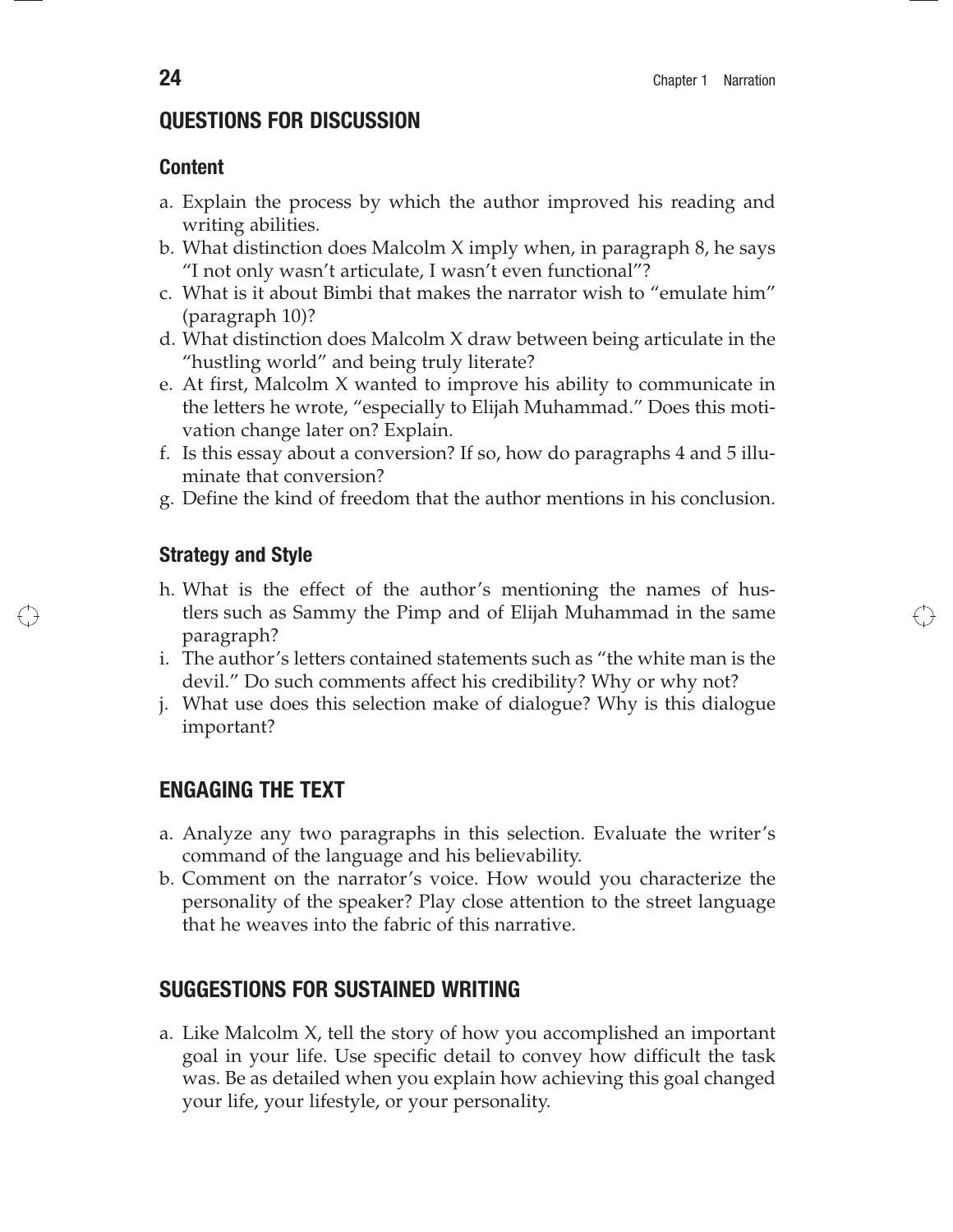## QUESTIONS FOR DISCUSSION

### Content

a. Explain the process by which the author improved his reading and writing abilities.
b. What distinction does Malcolm X imply when, in paragraph 8, he says "I not only wasn't articulate, I wasn't even functional"?
c. What is it about Bimbi that makes the narrator wish to "emulate him" (paragraph 10)?
d. What distinction does Malcolm X draw between being articulate in the "hustling world" and being truly literate?
e. At first, Malcolm X wanted to improve his ability to communicate in the letters he wrote, "especially to Elijah Muhammad." Does this motivation change later on? Explain.
f. Is this essay about a conversion? If so, how do paragraphs 4 and 5 illuminate that conversion?
g. Define the kind of freedom that the author mentions in his conclusion.

### Strategy and Style

h. What is the effect of the author's mentioning the names of hustlers such as Sammy the Pimp and of Elijah Muhammad in the same paragraph?
i. The author's letters contained statements such as "the white man is the devil." Do such comments affect his credibility? Why or why not?
j. What use does this selection make of dialogue? Why is this dialogue important?

## ENGAGING THE TEXT

a. Analyze any two paragraphs in this selection. Evaluate the writer's command of the language and his believability.
b. Comment on the narrator's voice. How would you characterize the personality of the speaker? Play close attention to the street language that he weaves into the fabric of this narrative.

## SUGGESTIONS FOR SUSTAINED WRITING

a. Like Malcolm X, tell the story of how you accomplished an important goal in your life. Use specific detail to convey how difficult the task was. Be as detailed when you explain how achieving this goal changed your life, your lifestyle, or your personality.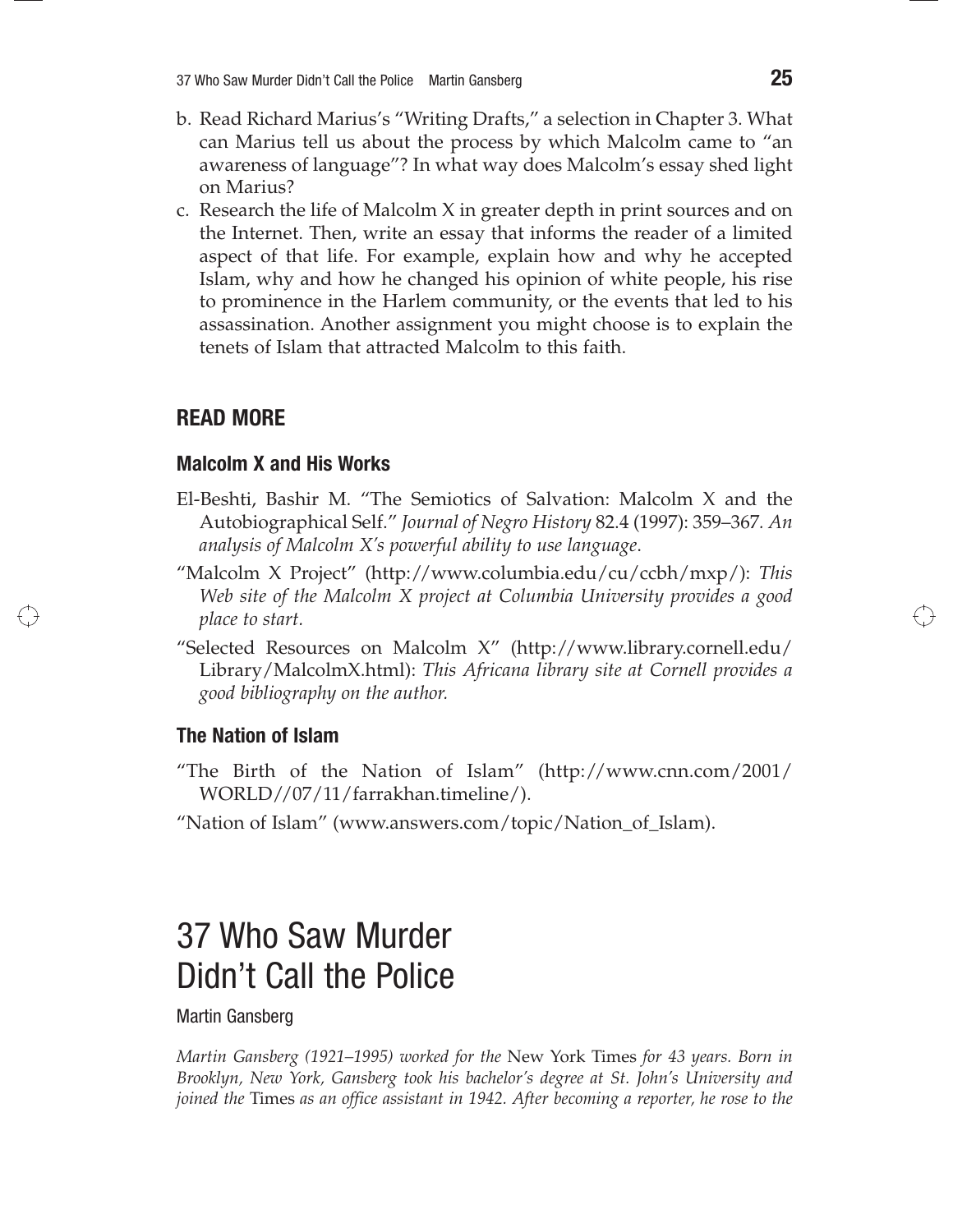b. Read Richard Marius's "Writing Drafts," a selection in Chapter 3. What can Marius tell us about the process by which Malcolm came to "an awareness of language"? In what way does Malcolm's essay shed light on Marius?

c. Research the life of Malcolm X in greater depth in print sources and on the Internet. Then, write an essay that informs the reader of a limited aspect of that life. For example, explain how and why he accepted Islam, why and how he changed his opinion of white people, his rise to prominence in the Harlem community, or the events that led to his assassination. Another assignment you might choose is to explain the tenets of Islam that attracted Malcolm to this faith.

## READ MORE

### Malcolm X and His Works

El-Beshti, Bashir M. "The Semiotics of Salvation: Malcolm X and the Autobiographical Self." *Journal of Negro History* 82.4 (1997): 359–367. *An analysis of Malcolm X's powerful ability to use language.*

"Malcolm X Project" (http://www.columbia.edu/cu/ccbh/mxp/): *This Web site of the Malcolm X project at Columbia University provides a good place to start.*

"Selected Resources on Malcolm X" (http://www.library.cornell.edu/Library/MalcolmX.html): *This Africana library site at Cornell provides a good bibliography on the author.*

### The Nation of Islam

"The Birth of the Nation of Islam" (http://www.cnn.com/2001/WORLD//07/11/farrakhan.timeline/).

"Nation of Islam" (www.answers.com/topic/Nation_of_Islam).

# 37 Who Saw Murder Didn't Call the Police

Martin Gansberg

*Martin Gansberg (1921–1995) worked for the* New York Times *for 43 years. Born in Brooklyn, New York, Gansberg took his bachelor's degree at St. John's University and joined the* Times *as an office assistant in 1942. After becoming a reporter, he rose to the*